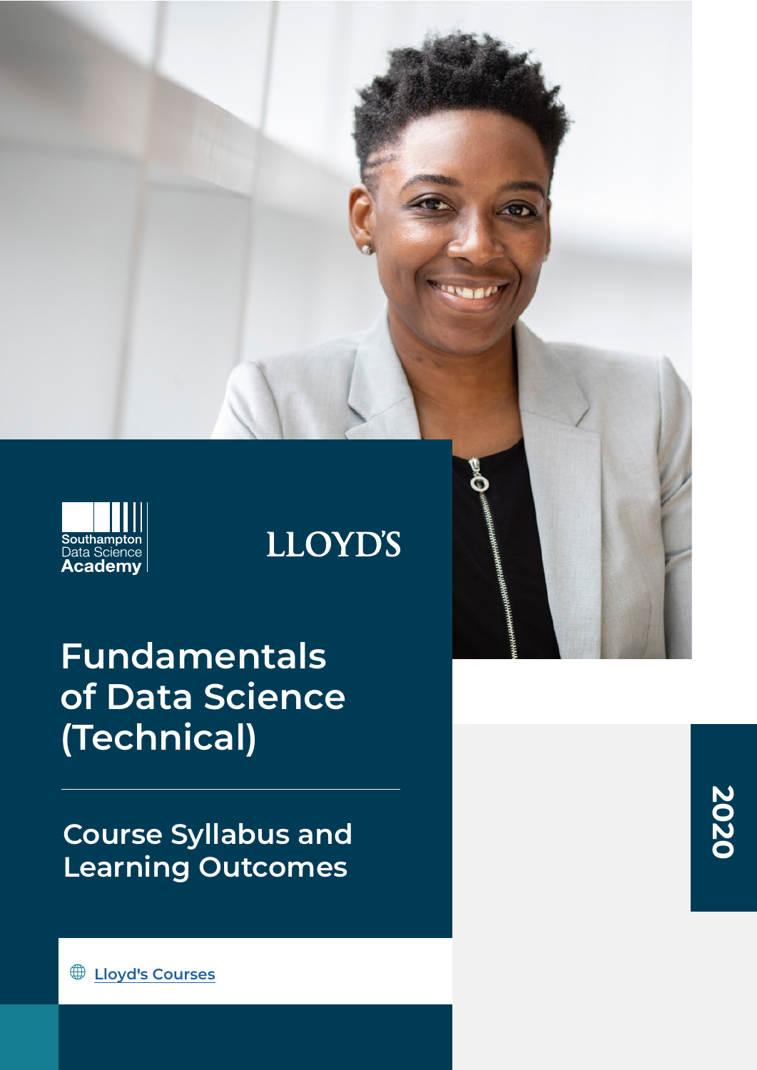Southampton Data Science Academy

LLOYD'S

# Fundamentals of Data Science (Technical)

## Course Syllabus and Learning Outcomes

2020

[Lloyd's Courses]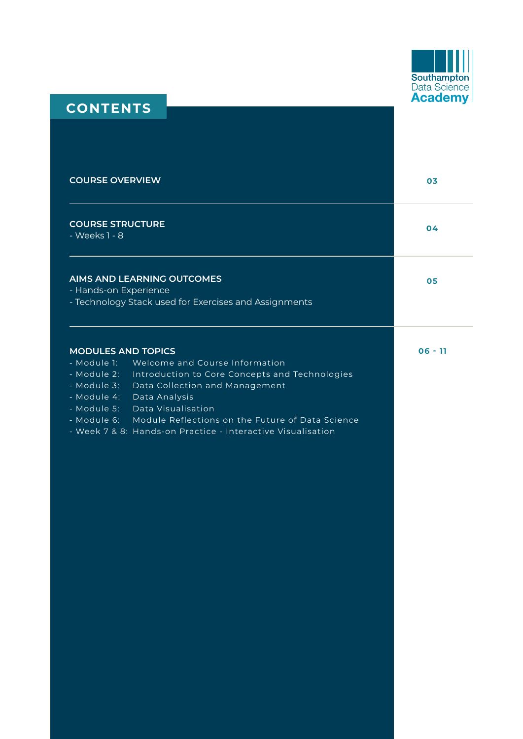Southampton Data Science Academy

# CONTENTS

| | |
|---|---|
| **COURSE OVERVIEW** | 03 |
| **COURSE STRUCTURE**<br>- Weeks 1 - 8 | 04 |
| **AIMS AND LEARNING OUTCOMES**<br>- Hands-on Experience<br>- Technology Stack used for Exercises and Assignments | 05 |
| **MODULES AND TOPICS**<br>- Module 1: Welcome and Course Information<br>- Module 2: Introduction to Core Concepts and Technologies<br>- Module 3: Data Collection and Management<br>- Module 4: Data Analysis<br>- Module 5: Data Visualisation<br>- Module 6: Module Reflections on the Future of Data Science<br>- Week 7 & 8: Hands-on Practice - Interactive Visualisation | 06 - 11 |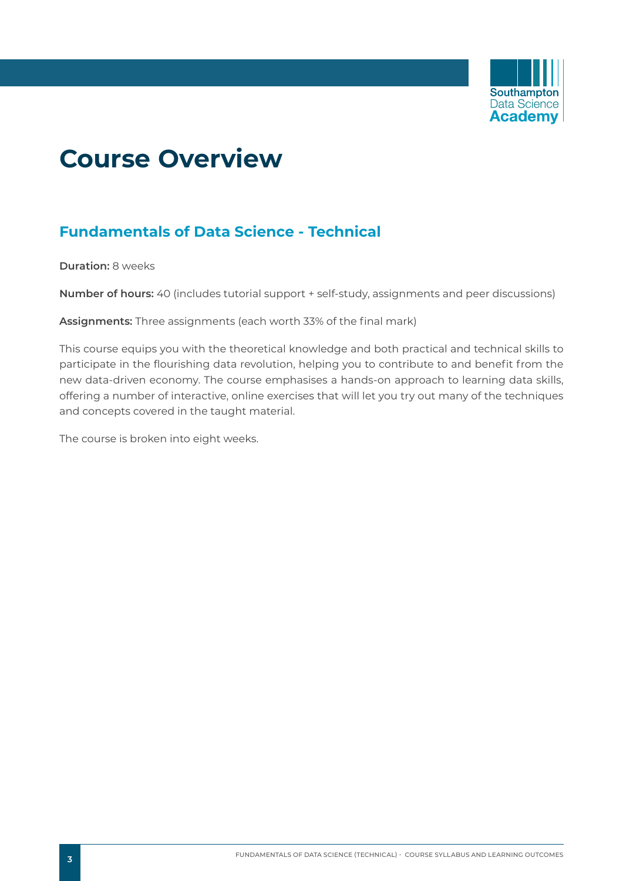# Course Overview

## Fundamentals of Data Science - Technical

**Duration:** 8 weeks

**Number of hours:** 40 (includes tutorial support + self-study, assignments and peer discussions)

**Assignments:** Three assignments (each worth 33% of the final mark)

This course equips you with the theoretical knowledge and both practical and technical skills to participate in the flourishing data revolution, helping you to contribute to and benefit from the new data-driven economy. The course emphasises a hands-on approach to learning data skills, offering a number of interactive, online exercises that will let you try out many of the techniques and concepts covered in the taught material.

The course is broken into eight weeks.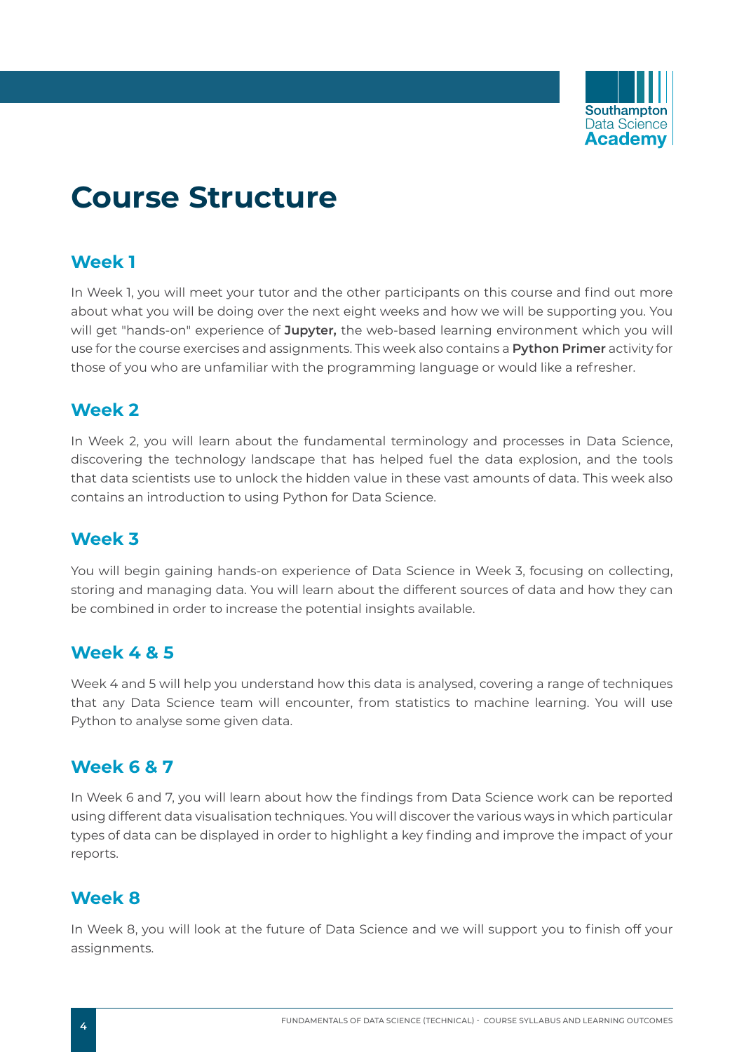# Course Structure

## Week 1

In Week 1, you will meet your tutor and the other participants on this course and find out more about what you will be doing over the next eight weeks and how we will be supporting you. You will get "hands-on" experience of **Jupyter,** the web-based learning environment which you will use for the course exercises and assignments. This week also contains a **Python Primer** activity for those of you who are unfamiliar with the programming language or would like a refresher.

## Week 2

In Week 2, you will learn about the fundamental terminology and processes in Data Science, discovering the technology landscape that has helped fuel the data explosion, and the tools that data scientists use to unlock the hidden value in these vast amounts of data. This week also contains an introduction to using Python for Data Science.

## Week 3

You will begin gaining hands-on experience of Data Science in Week 3, focusing on collecting, storing and managing data. You will learn about the different sources of data and how they can be combined in order to increase the potential insights available.

## Week 4 & 5

Week 4 and 5 will help you understand how this data is analysed, covering a range of techniques that any Data Science team will encounter, from statistics to machine learning. You will use Python to analyse some given data.

## Week 6 & 7

In Week 6 and 7, you will learn about how the findings from Data Science work can be reported using different data visualisation techniques. You will discover the various ways in which particular types of data can be displayed in order to highlight a key finding and improve the impact of your reports.

## Week 8

In Week 8, you will look at the future of Data Science and we will support you to finish off your assignments.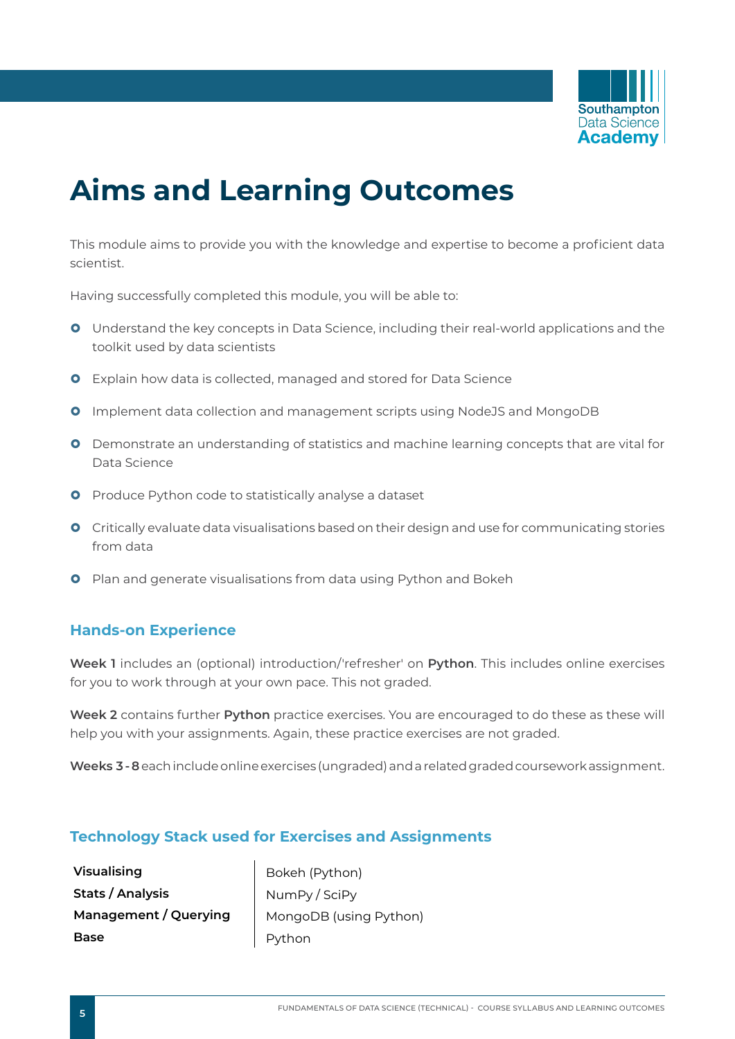# Aims and Learning Outcomes

This module aims to provide you with the knowledge and expertise to become a proficient data scientist.

Having successfully completed this module, you will be able to:

- Understand the key concepts in Data Science, including their real-world applications and the toolkit used by data scientists
- Explain how data is collected, managed and stored for Data Science
- Implement data collection and management scripts using NodeJS and MongoDB
- Demonstrate an understanding of statistics and machine learning concepts that are vital for Data Science
- Produce Python code to statistically analyse a dataset
- Critically evaluate data visualisations based on their design and use for communicating stories from data
- Plan and generate visualisations from data using Python and Bokeh

## Hands-on Experience

**Week 1** includes an (optional) introduction/'refresher' on **Python**. This includes online exercises for you to work through at your own pace. This not graded.

**Week 2** contains further **Python** practice exercises. You are encouraged to do these as these will help you with your assignments. Again, these practice exercises are not graded.

**Weeks 3 - 8** each include online exercises (ungraded) and a related graded coursework assignment.

## Technology Stack used for Exercises and Assignments

| | |
|---|---|
| **Visualising** | Bokeh (Python) |
| **Stats / Analysis** | NumPy / SciPy |
| **Management / Querying** | MongoDB (using Python) |
| **Base** | Python |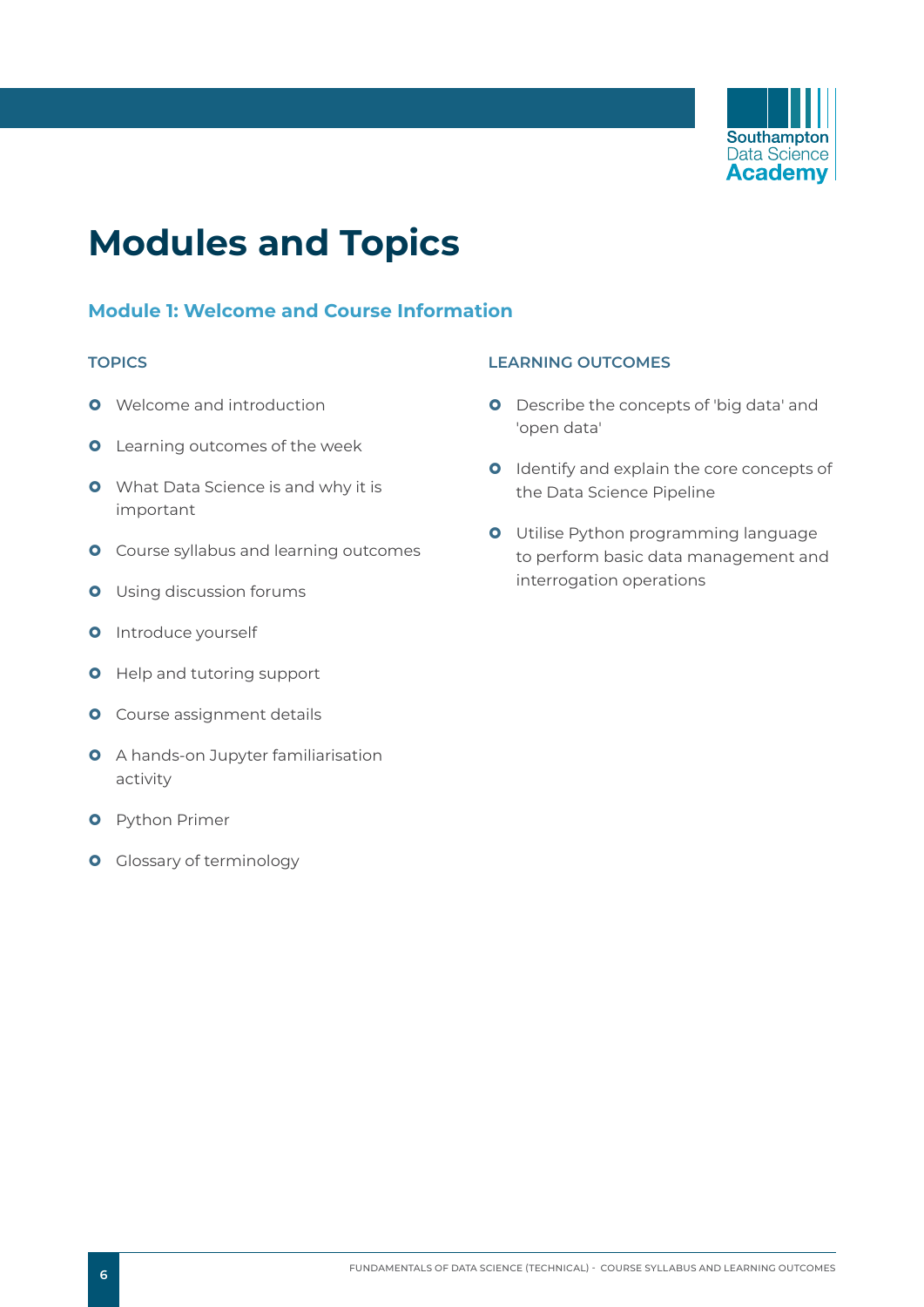# Modules and Topics

## Module 1: Welcome and Course Information

### TOPICS

- Welcome and introduction
- Learning outcomes of the week
- What Data Science is and why it is important
- Course syllabus and learning outcomes
- Using discussion forums
- Introduce yourself
- Help and tutoring support
- Course assignment details
- A hands-on Jupyter familiarisation activity
- Python Primer
- Glossary of terminology

### LEARNING OUTCOMES

- Describe the concepts of 'big data' and 'open data'
- Identify and explain the core concepts of the Data Science Pipeline
- Utilise Python programming language to perform basic data management and interrogation operations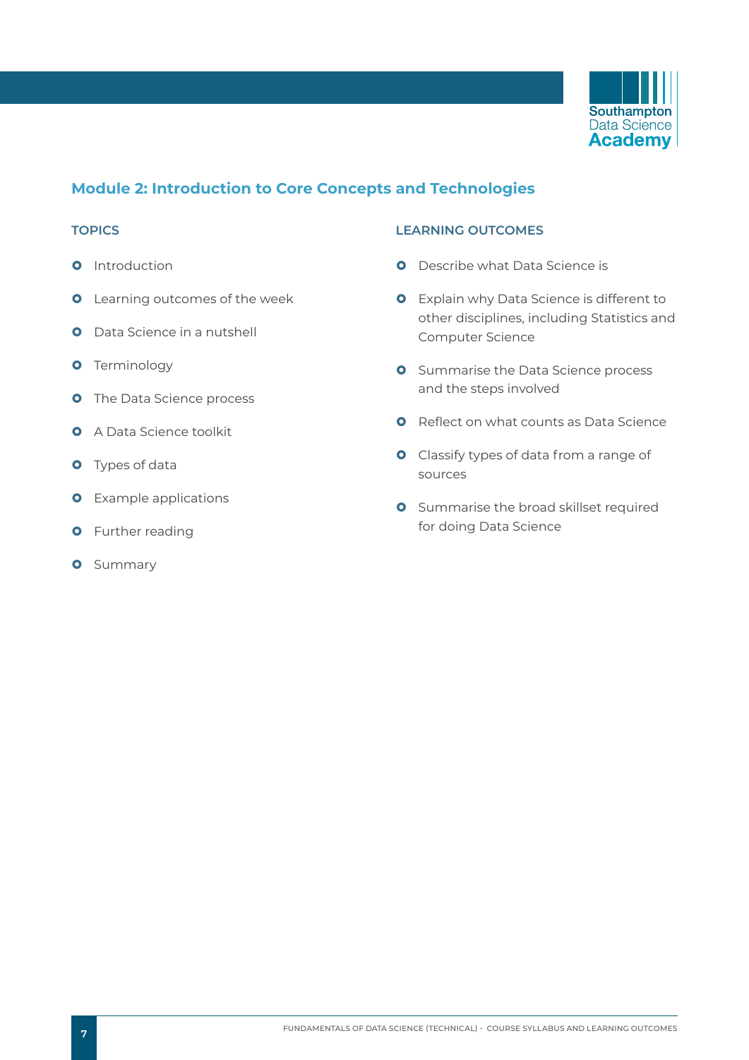## Module 2: Introduction to Core Concepts and Technologies

### TOPICS

- Introduction
- Learning outcomes of the week
- Data Science in a nutshell
- Terminology
- The Data Science process
- A Data Science toolkit
- Types of data
- Example applications
- Further reading
- Summary

### LEARNING OUTCOMES

- Describe what Data Science is
- Explain why Data Science is different to other disciplines, including Statistics and Computer Science
- Summarise the Data Science process and the steps involved
- Reflect on what counts as Data Science
- Classify types of data from a range of sources
- Summarise the broad skillset required for doing Data Science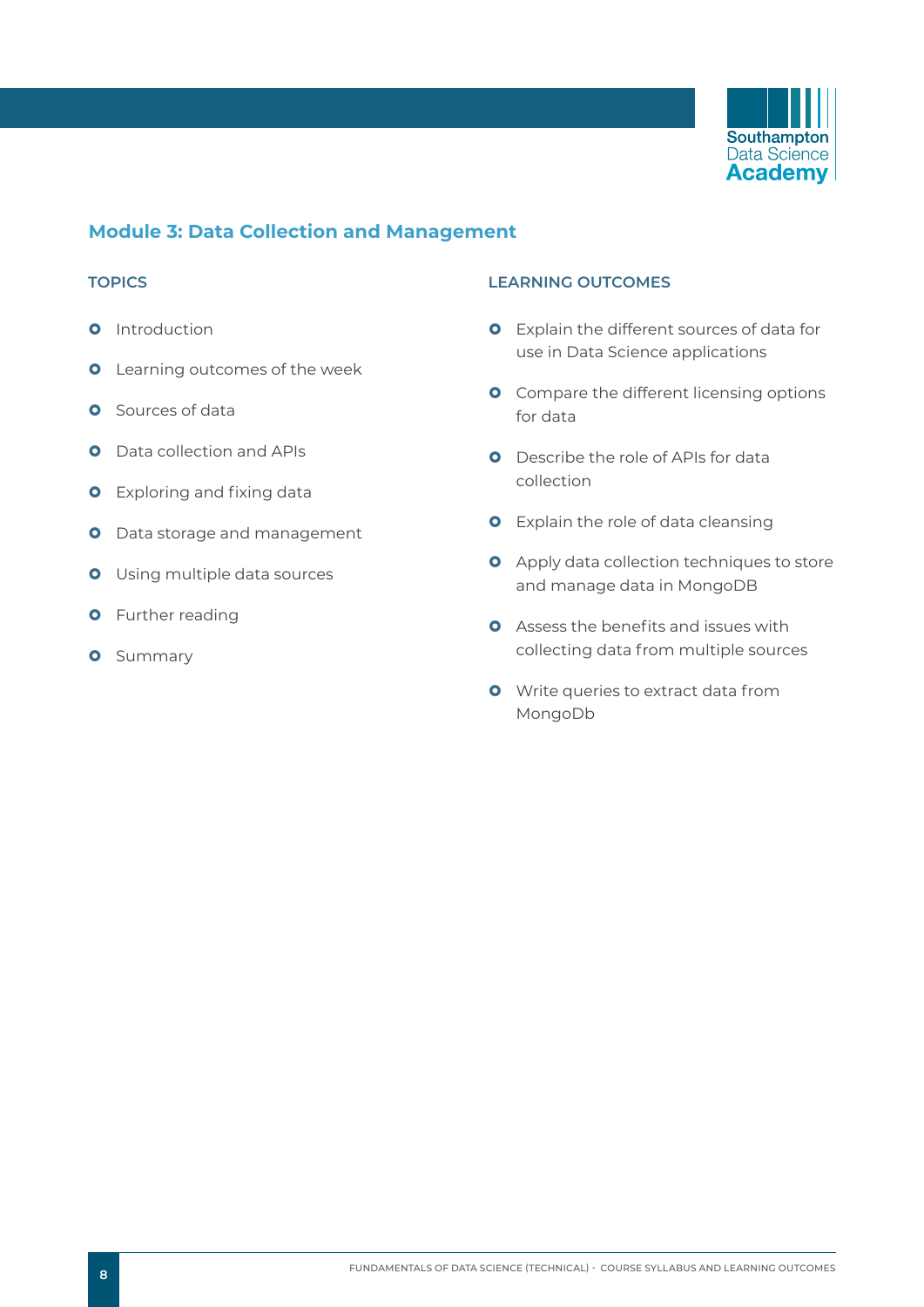## Module 3: Data Collection and Management

### TOPICS

- Introduction
- Learning outcomes of the week
- Sources of data
- Data collection and APIs
- Exploring and fixing data
- Data storage and management
- Using multiple data sources
- Further reading
- Summary

### LEARNING OUTCOMES

- Explain the different sources of data for use in Data Science applications
- Compare the different licensing options for data
- Describe the role of APIs for data collection
- Explain the role of data cleansing
- Apply data collection techniques to store and manage data in MongoDB
- Assess the benefits and issues with collecting data from multiple sources
- Write queries to extract data from MongoDb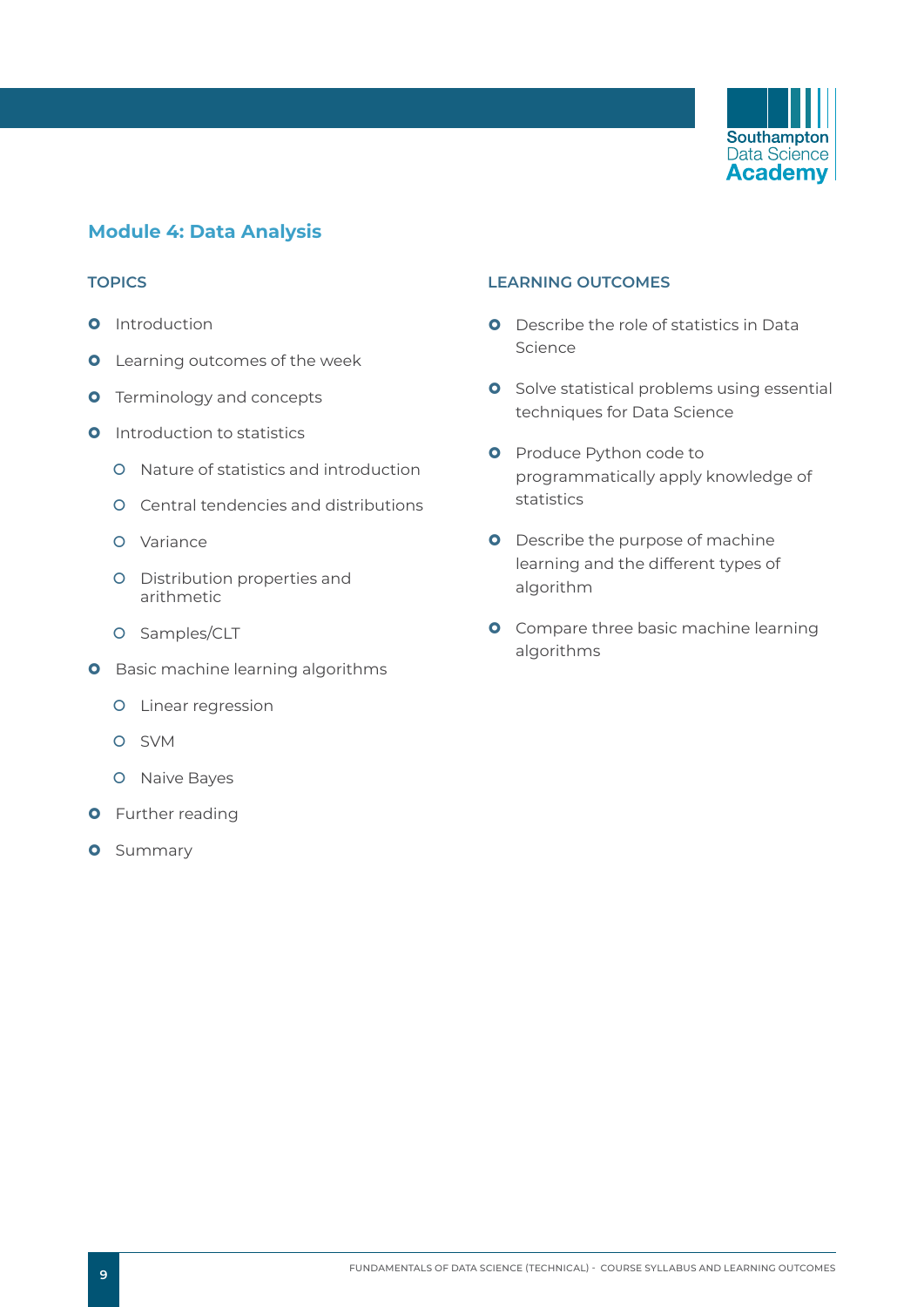## Module 4: Data Analysis

### TOPICS

- Introduction
- Learning outcomes of the week
- Terminology and concepts
- Introduction to statistics
  - Nature of statistics and introduction
  - Central tendencies and distributions
  - Variance
  - Distribution properties and arithmetic
  - Samples/CLT
- Basic machine learning algorithms
  - Linear regression
  - SVM
  - Naive Bayes
- Further reading
- Summary

### LEARNING OUTCOMES

- Describe the role of statistics in Data Science
- Solve statistical problems using essential techniques for Data Science
- Produce Python code to programmatically apply knowledge of statistics
- Describe the purpose of machine learning and the different types of algorithm
- Compare three basic machine learning algorithms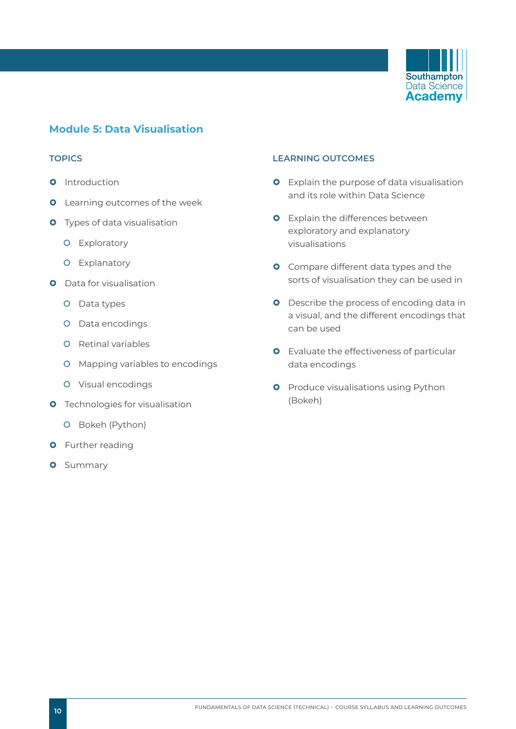## Module 5: Data Visualisation

### TOPICS

- Introduction
- Learning outcomes of the week
- Types of data visualisation
  - Exploratory
  - Explanatory
- Data for visualisation
  - Data types
  - Data encodings
  - Retinal variables
  - Mapping variables to encodings
  - Visual encodings
- Technologies for visualisation
  - Bokeh (Python)
- Further reading
- Summary

### LEARNING OUTCOMES

- Explain the purpose of data visualisation and its role within Data Science
- Explain the differences between exploratory and explanatory visualisations
- Compare different data types and the sorts of visualisation they can be used in
- Describe the process of encoding data in a visual, and the different encodings that can be used
- Evaluate the effectiveness of particular data encodings
- Produce visualisations using Python (Bokeh)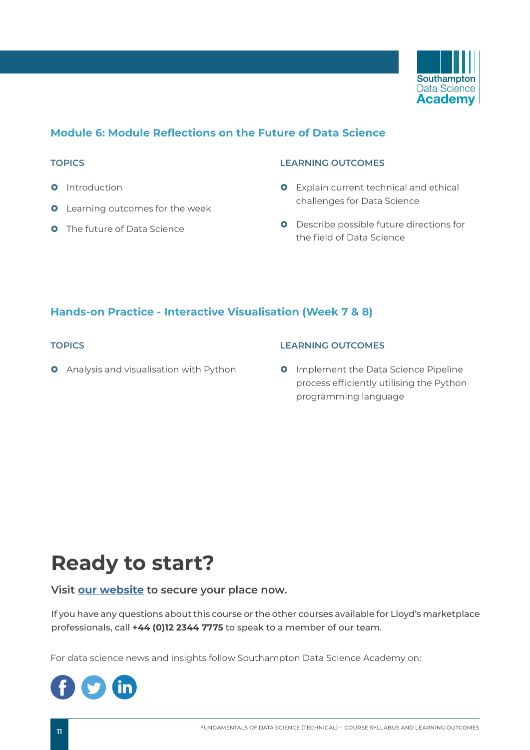## Module 6: Module Reflections on the Future of Data Science

### TOPICS

- Introduction
- Learning outcomes for the week
- The future of Data Science

### LEARNING OUTCOMES

- Explain current technical and ethical challenges for Data Science
- Describe possible future directions for the field of Data Science

## Hands-on Practice - Interactive Visualisation (Week 7 & 8)

### TOPICS

- Analysis and visualisation with Python

### LEARNING OUTCOMES

- Implement the Data Science Pipeline process efficiently utilising the Python programming language

# Ready to start?

**Visit our website to secure your place now.**

If you have any questions about this course or the other courses available for Lloyd's marketplace professionals, call **+44 (0)12 2344 7775** to speak to a member of our team.

For data science news and insights follow Southampton Data Science Academy on: